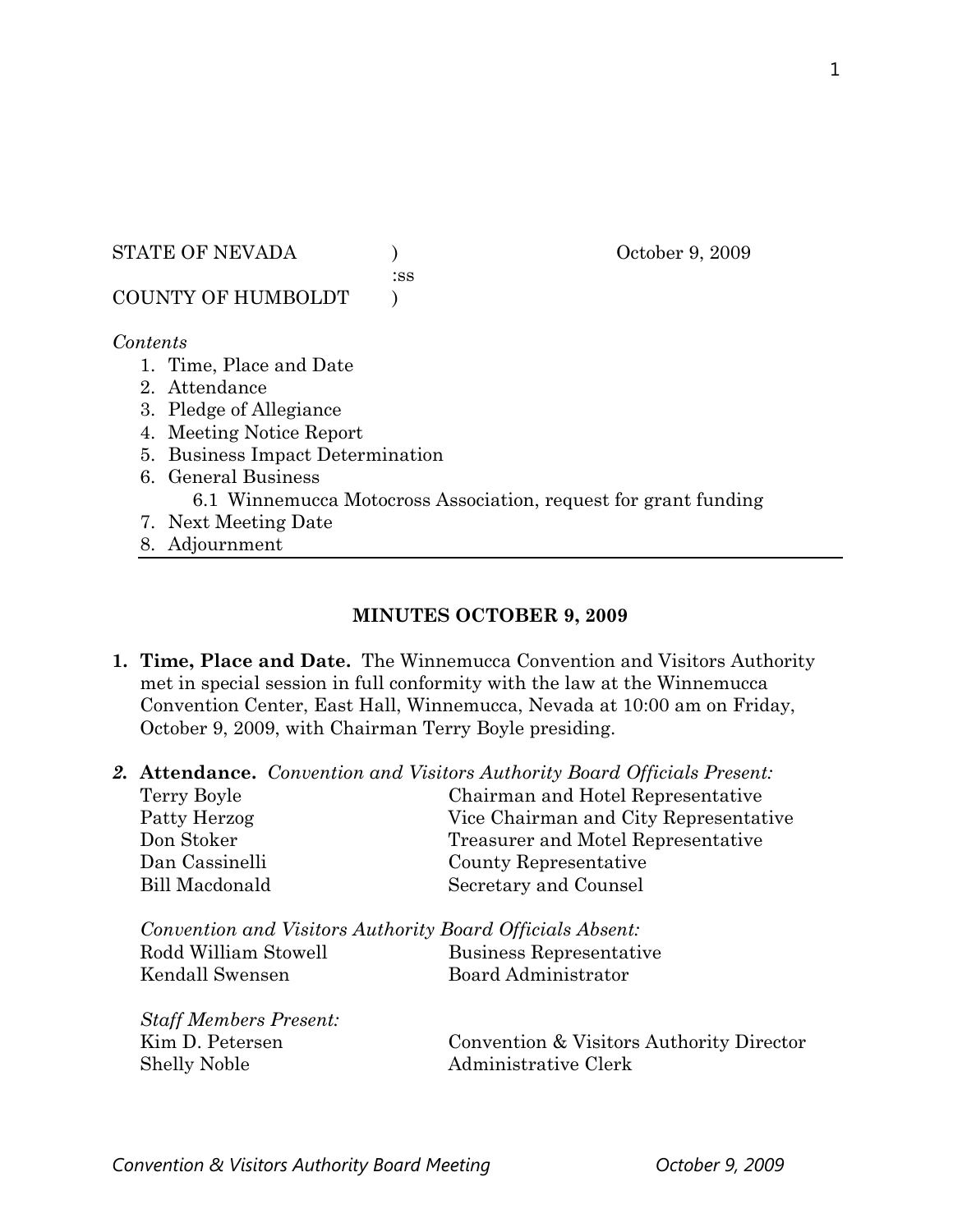STATE OF NEVADA ) October 9, 2009
:ss
COUNTY OF HUMBOLDT )

*Contents*

1. Time, Place and Date
2. Attendance
3. Pledge of Allegiance
4. Meeting Notice Report
5. Business Impact Determination
6. General Business
   - 6.1 Winnemucca Motocross Association, request for grant funding
7. Next Meeting Date
8. Adjournment

---

## MINUTES OCTOBER 9, 2009

**1. Time, Place and Date.** The Winnemucca Convention and Visitors Authority met in special session in full conformity with the law at the Winnemucca Convention Center, East Hall, Winnemucca, Nevada at 10:00 am on Friday, October 9, 2009, with Chairman Terry Boyle presiding.

***2.*** **Attendance.** *Convention and Visitors Authority Board Officials Present:*

| | |
|---|---|
| Terry Boyle | Chairman and Hotel Representative |
| Patty Herzog | Vice Chairman and City Representative |
| Don Stoker | Treasurer and Motel Representative |
| Dan Cassinelli | County Representative |
| Bill Macdonald | Secretary and Counsel |

*Convention and Visitors Authority Board Officials Absent:*

| | |
|---|---|
| Rodd William Stowell | Business Representative |
| Kendall Swensen | Board Administrator |

*Staff Members Present:*

| | |
|---|---|
| Kim D. Petersen | Convention & Visitors Authority Director |
| Shelly Noble | Administrative Clerk |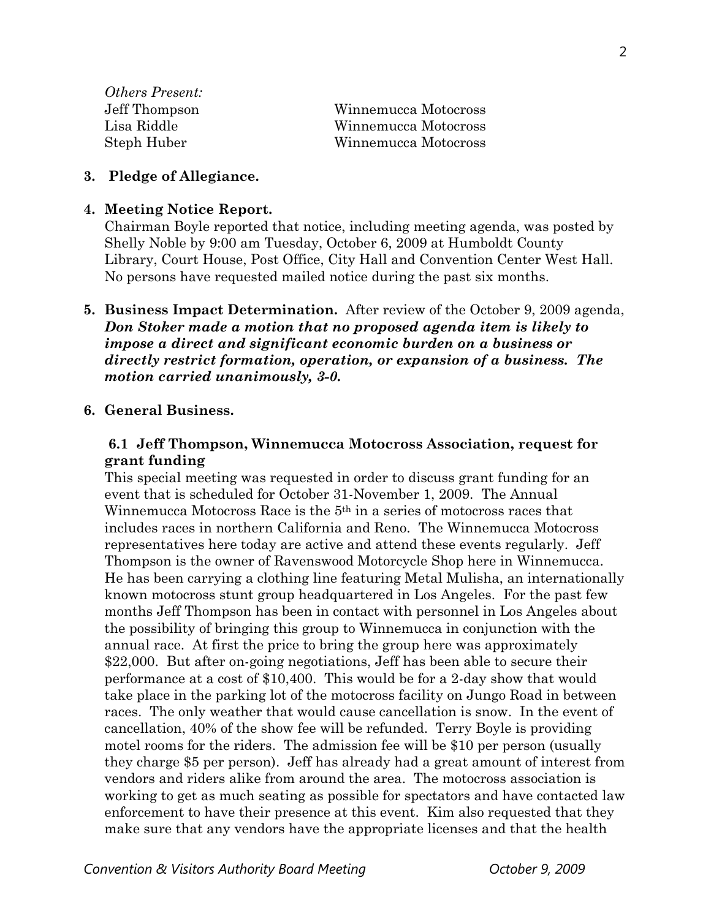*Others Present:*

| | |
|---|---|
| Jeff Thompson | Winnemucca Motocross |
| Lisa Riddle | Winnemucca Motocross |
| Steph Huber | Winnemucca Motocross |

**3. Pledge of Allegiance.**

**4. Meeting Notice Report.**

Chairman Boyle reported that notice, including meeting agenda, was posted by Shelly Noble by 9:00 am Tuesday, October 6, 2009 at Humboldt County Library, Court House, Post Office, City Hall and Convention Center West Hall. No persons have requested mailed notice during the past six months.

**5. Business Impact Determination.** After review of the October 9, 2009 agenda, ***Don Stoker made a motion that no proposed agenda item is likely to impose a direct and significant economic burden on a business or directly restrict formation, operation, or expansion of a business. The motion carried unanimously, 3-0.***

**6. General Business.**

**6.1 Jeff Thompson, Winnemucca Motocross Association, request for grant funding**

This special meeting was requested in order to discuss grant funding for an event that is scheduled for October 31-November 1, 2009. The Annual Winnemucca Motocross Race is the 5th in a series of motocross races that includes races in northern California and Reno. The Winnemucca Motocross representatives here today are active and attend these events regularly. Jeff Thompson is the owner of Ravenswood Motorcycle Shop here in Winnemucca. He has been carrying a clothing line featuring Metal Mulisha, an internationally known motocross stunt group headquartered in Los Angeles. For the past few months Jeff Thompson has been in contact with personnel in Los Angeles about the possibility of bringing this group to Winnemucca in conjunction with the annual race. At first the price to bring the group here was approximately $22,000. But after on-going negotiations, Jeff has been able to secure their performance at a cost of $10,400. This would be for a 2-day show that would take place in the parking lot of the motocross facility on Jungo Road in between races. The only weather that would cause cancellation is snow. In the event of cancellation, 40% of the show fee will be refunded. Terry Boyle is providing motel rooms for the riders. The admission fee will be $10 per person (usually they charge $5 per person). Jeff has already had a great amount of interest from vendors and riders alike from around the area. The motocross association is working to get as much seating as possible for spectators and have contacted law enforcement to have their presence at this event. Kim also requested that they make sure that any vendors have the appropriate licenses and that the health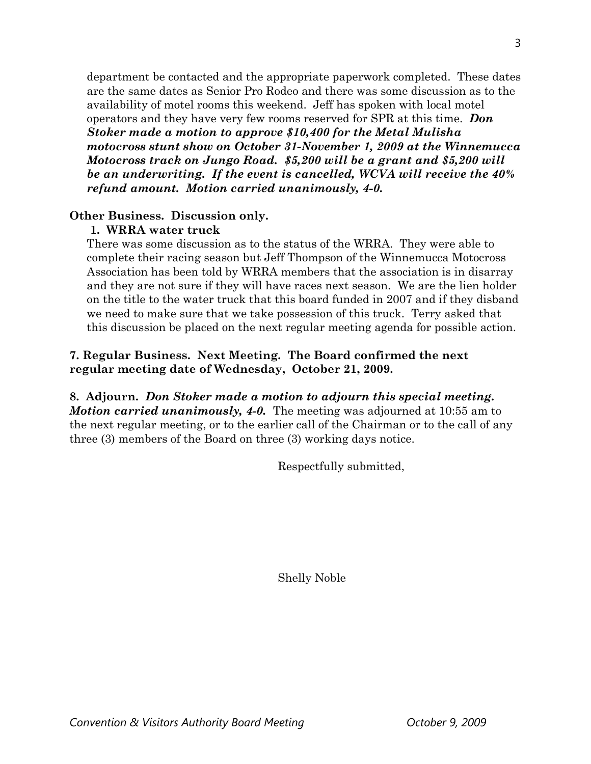department be contacted and the appropriate paperwork completed. These dates are the same dates as Senior Pro Rodeo and there was some discussion as to the availability of motel rooms this weekend. Jeff has spoken with local motel operators and they have very few rooms reserved for SPR at this time. ***Don Stoker made a motion to approve $10,400 for the Metal Mulisha motocross stunt show on October 31-November 1, 2009 at the Winnemucca Motocross track on Jungo Road. $5,200 will be a grant and $5,200 will be an underwriting. If the event is cancelled, WCVA will receive the 40% refund amount. Motion carried unanimously, 4-0.***

**Other Business. Discussion only.**

**1. WRRA water truck**

There was some discussion as to the status of the WRRA. They were able to complete their racing season but Jeff Thompson of the Winnemucca Motocross Association has been told by WRRA members that the association is in disarray and they are not sure if they will have races next season. We are the lien holder on the title to the water truck that this board funded in 2007 and if they disband we need to make sure that we take possession of this truck. Terry asked that this discussion be placed on the next regular meeting agenda for possible action.

**7. Regular Business. Next Meeting. The Board confirmed the next regular meeting date of Wednesday, October 21, 2009.**

**8. Adjourn.** ***Don Stoker made a motion to adjourn this special meeting. Motion carried unanimously, 4-0.*** The meeting was adjourned at 10:55 am to the next regular meeting, or to the earlier call of the Chairman or to the call of any three (3) members of the Board on three (3) working days notice.

Respectfully submitted,

Shelly Noble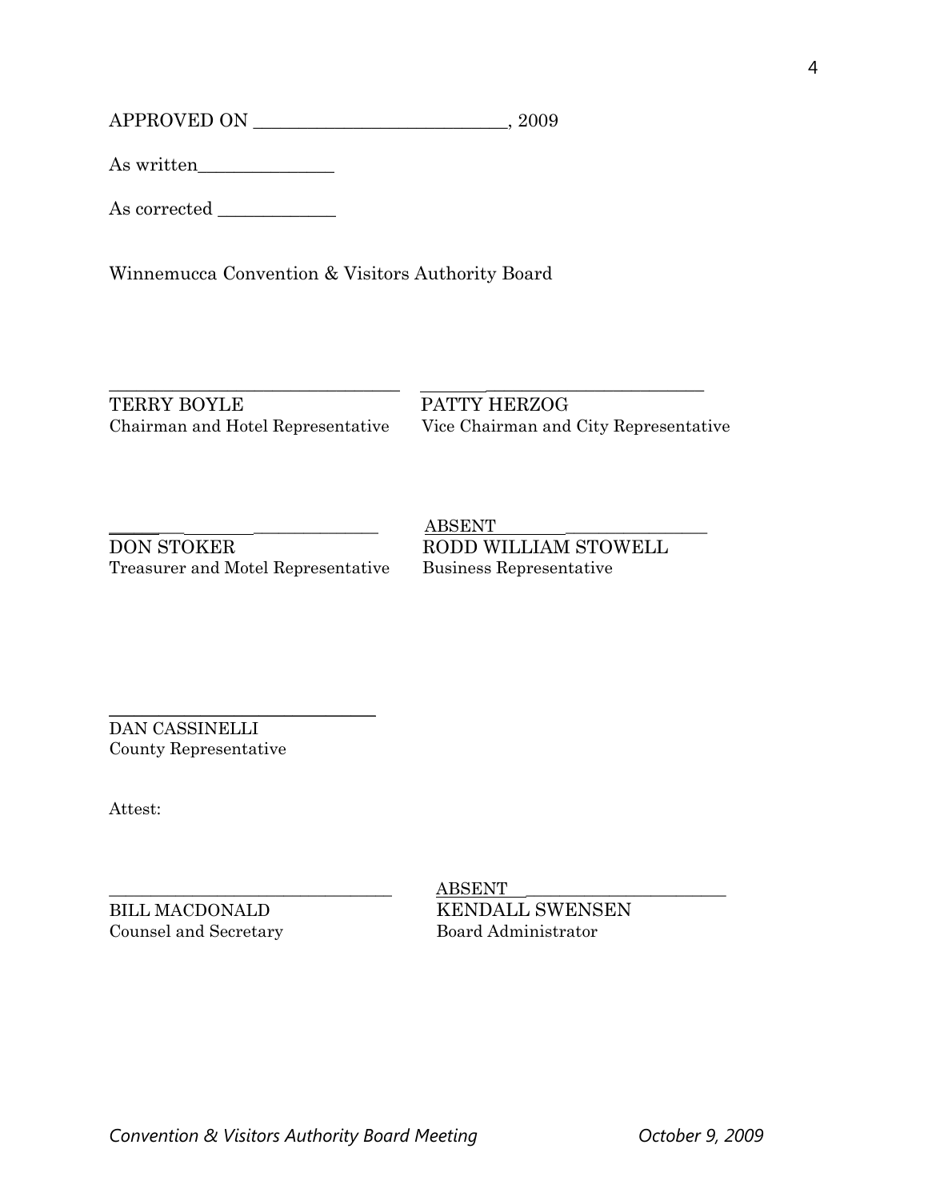APPROVED ON ____________________________, 2009

As written_______________

As corrected _____________

Winnemucca Convention & Visitors Authority Board

_________________________________

TERRY BOYLE
Chairman and Hotel Representative

_________________________________

PATTY HERZOG
Vice Chairman and City Representative

_________________________________

DON STOKER
Treasurer and Motel Representative

ABSENT_________________________

RODD WILLIAM STOWELL
Business Representative

_________________________________

DAN CASSINELLI
County Representative

Attest:

_________________________________

BILL MACDONALD
Counsel and Secretary

ABSENT_________________________

KENDALL SWENSEN
Board Administrator